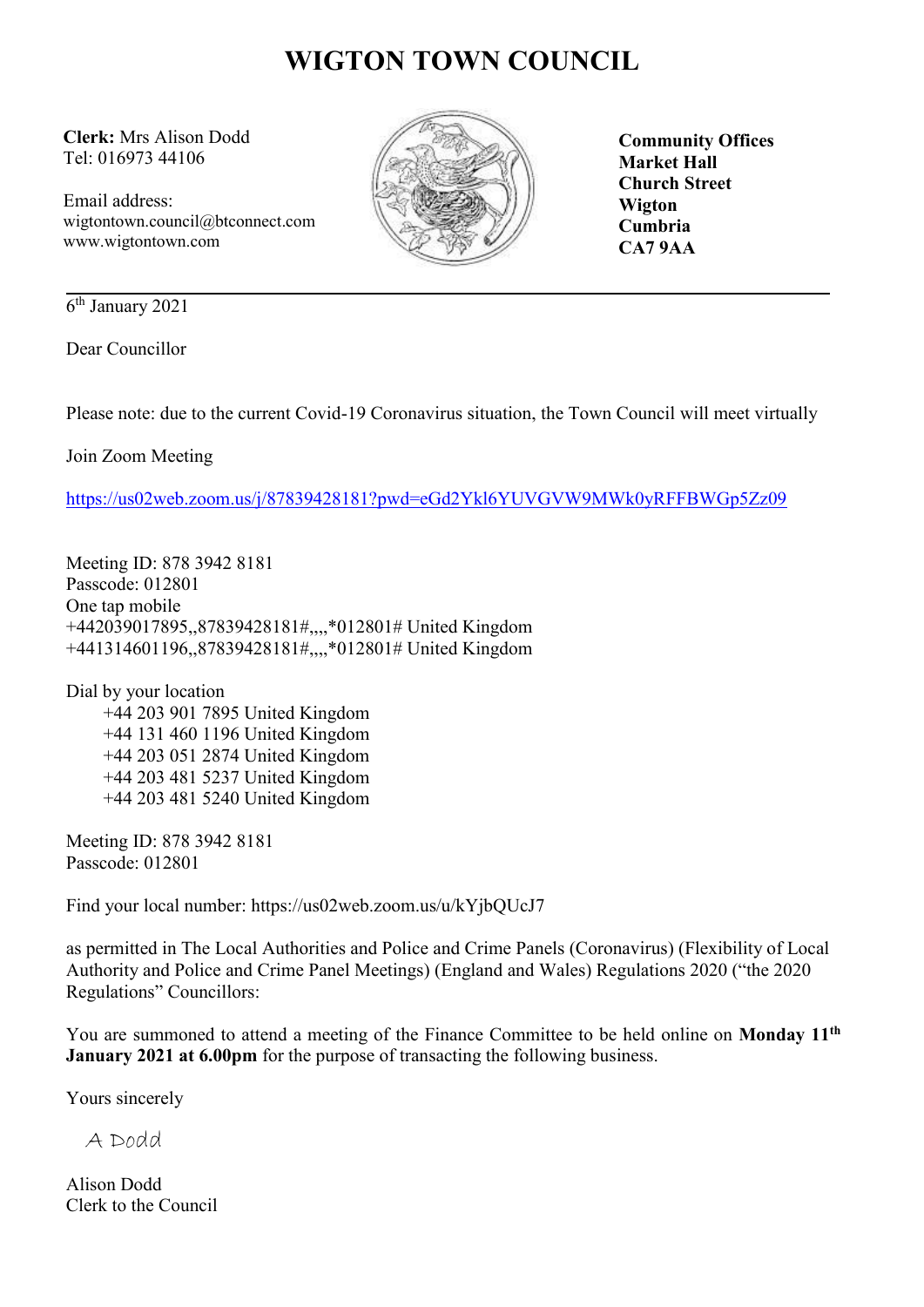# WIGTON TOWN COUNCIL

**Clerk:** Mrs Alison Dodd
Tel: 016973 44106

Email address:
wigtontown.council@btconnect.com
www.wigtontown.com

**Community Offices**
**Market Hall**
**Church Street**
**Wigton**
**Cumbria**
**CA7 9AA**

---

6th January 2021

Dear Councillor

Please note: due to the current Covid-19 Coronavirus situation, the Town Council will meet virtually

Join Zoom Meeting

https://us02web.zoom.us/j/87839428181?pwd=eGd2Ykl6YUVGVW9MWk0yRFFBWGp5Zz09

Meeting ID: 878 3942 8181
Passcode: 012801
One tap mobile
+442039017895,,87839428181#,,,,*012801# United Kingdom
+441314601196,,87839428181#,,,,*012801# United Kingdom

Dial by your location
+44 203 901 7895 United Kingdom
+44 131 460 1196 United Kingdom
+44 203 051 2874 United Kingdom
+44 203 481 5237 United Kingdom
+44 203 481 5240 United Kingdom

Meeting ID: 878 3942 8181
Passcode: 012801

Find your local number: https://us02web.zoom.us/u/kYjbQUcJ7

as permitted in The Local Authorities and Police and Crime Panels (Coronavirus) (Flexibility of Local Authority and Police and Crime Panel Meetings) (England and Wales) Regulations 2020 ("the 2020 Regulations" Councillors:

You are summoned to attend a meeting of the Finance Committee to be held online on **Monday 11th January 2021 at 6.00pm** for the purpose of transacting the following business.

Yours sincerely

A Dodd

Alison Dodd
Clerk to the Council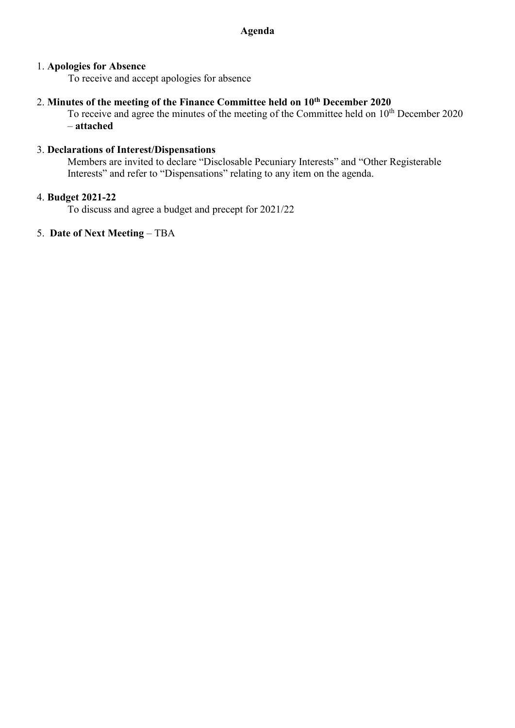**Agenda**

1. **Apologies for Absence**
   To receive and accept apologies for absence

2. **Minutes of the meeting of the Finance Committee held on 10th December 2020**
   To receive and agree the minutes of the meeting of the Committee held on 10th December 2020 – **attached**

3. **Declarations of Interest/Dispensations**
   Members are invited to declare "Disclosable Pecuniary Interests" and "Other Registerable Interests" and refer to "Dispensations" relating to any item on the agenda.

4. **Budget 2021-22**
   To discuss and agree a budget and precept for 2021/22

5. **Date of Next Meeting** – TBA